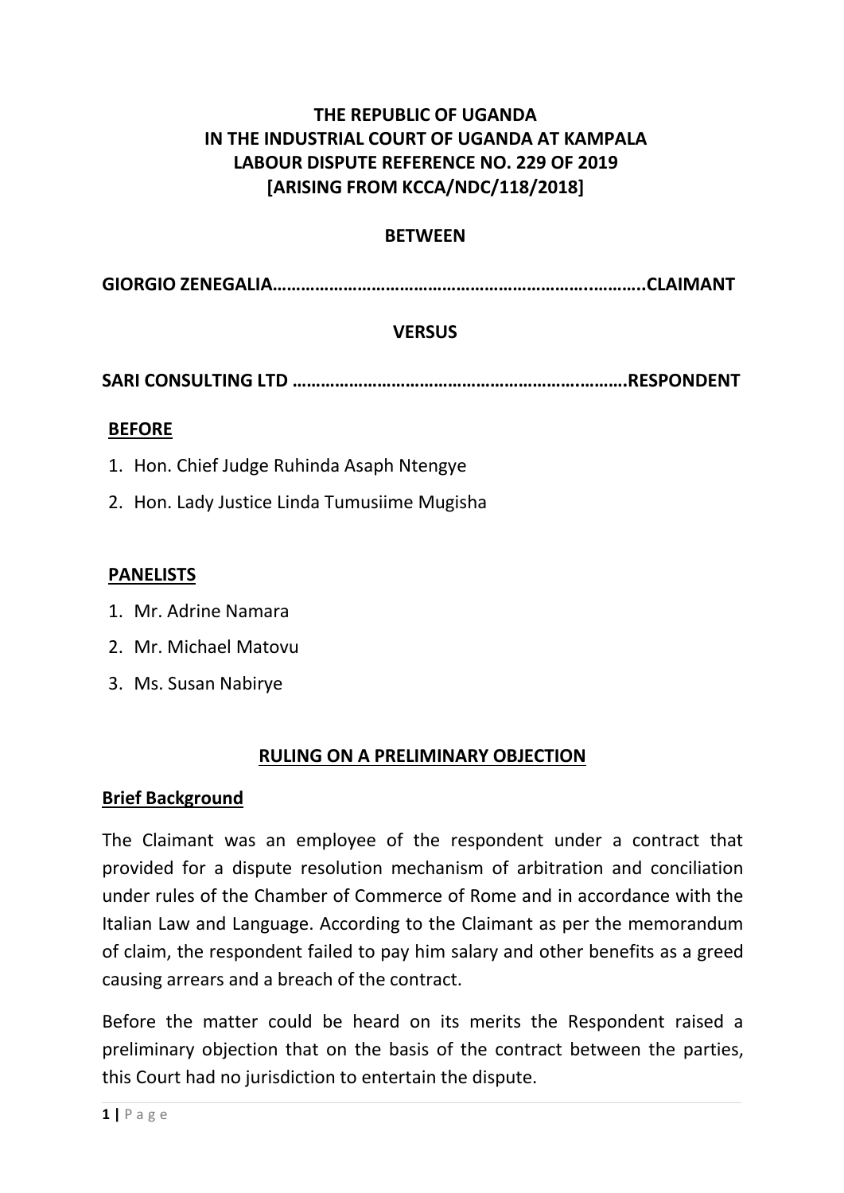**THE REPUBLIC OF UGANDA**
**IN THE INDUSTRIAL COURT OF UGANDA AT KAMPALA**
**LABOUR DISPUTE REFERENCE NO. 229 OF 2019**
**[ARISING FROM KCCA/NDC/118/2018]**

**BETWEEN**

**GIORGIO ZENEGALIA……………………………………………………………..………..CLAIMANT**

**VERSUS**

**SARI CONSULTING LTD ……………………………………………………….………RESPONDENT**

**BEFORE**

1. Hon. Chief Judge Ruhinda Asaph Ntengye
2. Hon. Lady Justice Linda Tumusiime Mugisha

**PANELISTS**

1. Mr. Adrine Namara
2. Mr. Michael Matovu
3. Ms. Susan Nabirye

**RULING ON A PRELIMINARY OBJECTION**

**Brief Background**

The Claimant was an employee of the respondent under a contract that provided for a dispute resolution mechanism of arbitration and conciliation under rules of the Chamber of Commerce of Rome and in accordance with the Italian Law and Language. According to the Claimant as per the memorandum of claim, the respondent failed to pay him salary and other benefits as a greed causing arrears and a breach of the contract.

Before the matter could be heard on its merits the Respondent raised a preliminary objection that on the basis of the contract between the parties, this Court had no jurisdiction to entertain the dispute.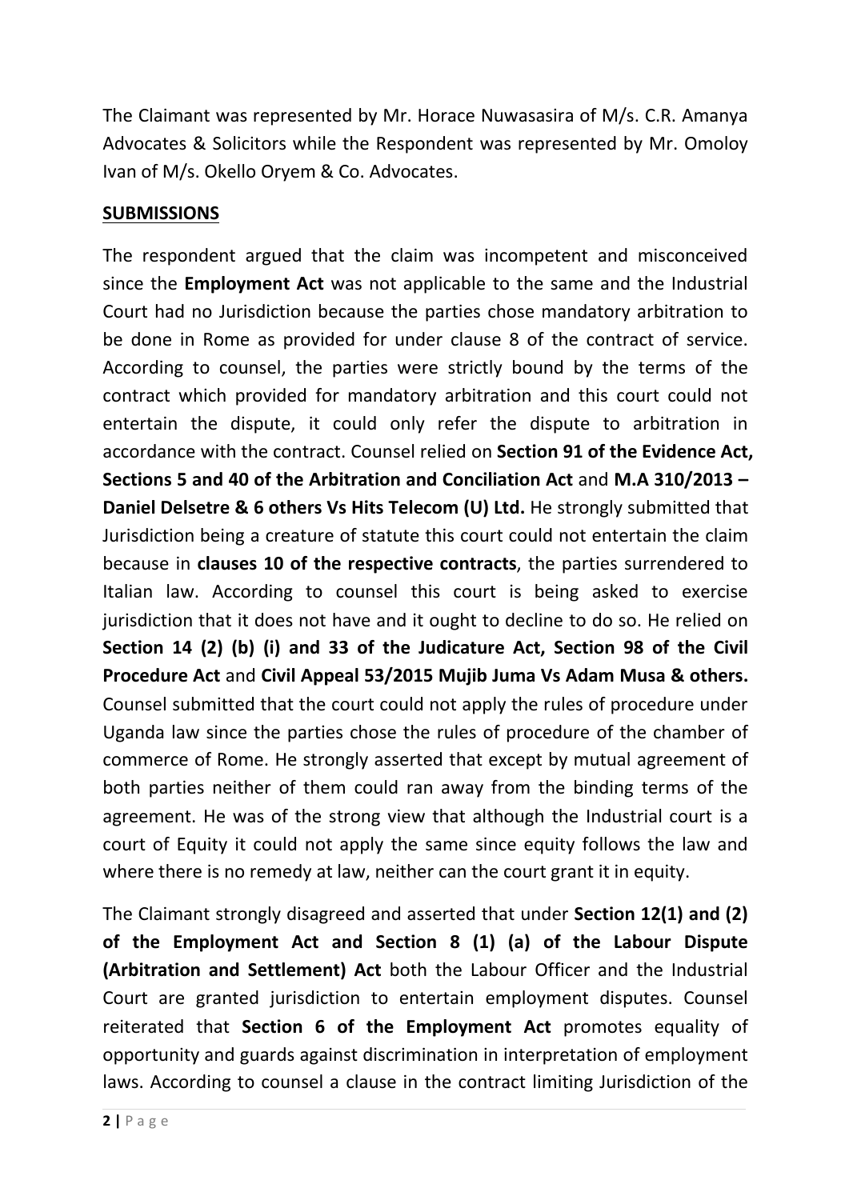The Claimant was represented by Mr. Horace Nuwasasira of M/s. C.R. Amanya Advocates & Solicitors while the Respondent was represented by Mr. Omoloy Ivan of M/s. Okello Oryem & Co. Advocates.

## SUBMISSIONS

The respondent argued that the claim was incompetent and misconceived since the **Employment Act** was not applicable to the same and the Industrial Court had no Jurisdiction because the parties chose mandatory arbitration to be done in Rome as provided for under clause 8 of the contract of service. According to counsel, the parties were strictly bound by the terms of the contract which provided for mandatory arbitration and this court could not entertain the dispute, it could only refer the dispute to arbitration in accordance with the contract. Counsel relied on **Section 91 of the Evidence Act, Sections 5 and 40 of the Arbitration and Conciliation Act** and **M.A 310/2013 – Daniel Delsetre & 6 others Vs Hits Telecom (U) Ltd.** He strongly submitted that Jurisdiction being a creature of statute this court could not entertain the claim because in **clauses 10 of the respective contracts**, the parties surrendered to Italian law. According to counsel this court is being asked to exercise jurisdiction that it does not have and it ought to decline to do so. He relied on **Section 14 (2) (b) (i) and 33 of the Judicature Act, Section 98 of the Civil Procedure Act** and **Civil Appeal 53/2015 Mujib Juma Vs Adam Musa & others.** Counsel submitted that the court could not apply the rules of procedure under Uganda law since the parties chose the rules of procedure of the chamber of commerce of Rome. He strongly asserted that except by mutual agreement of both parties neither of them could ran away from the binding terms of the agreement. He was of the strong view that although the Industrial court is a court of Equity it could not apply the same since equity follows the law and where there is no remedy at law, neither can the court grant it in equity.

The Claimant strongly disagreed and asserted that under **Section 12(1) and (2) of the Employment Act and Section 8 (1) (a) of the Labour Dispute (Arbitration and Settlement) Act** both the Labour Officer and the Industrial Court are granted jurisdiction to entertain employment disputes. Counsel reiterated that **Section 6 of the Employment Act** promotes equality of opportunity and guards against discrimination in interpretation of employment laws. According to counsel a clause in the contract limiting Jurisdiction of the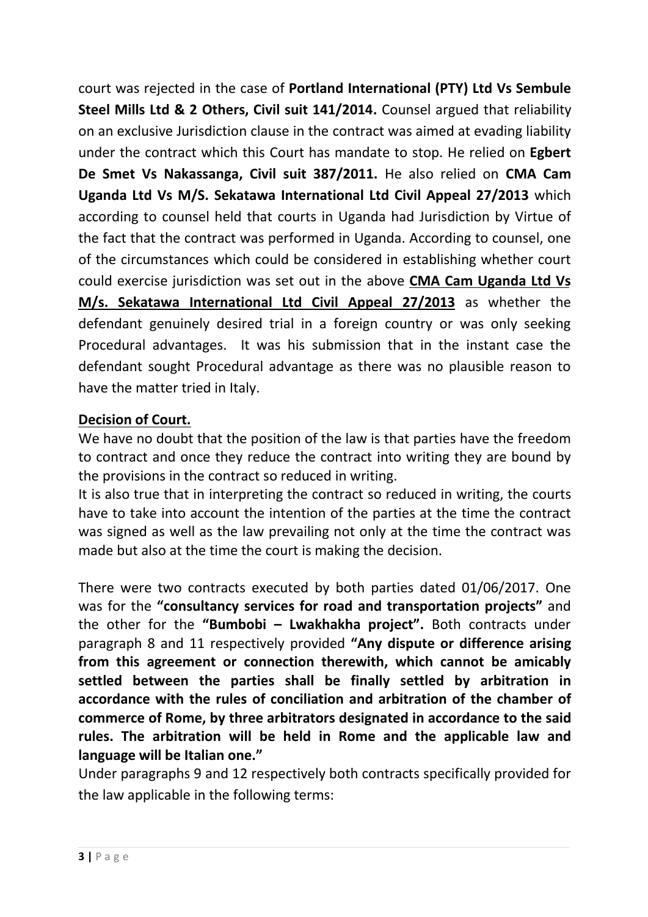court was rejected in the case of **Portland International (PTY) Ltd Vs Sembule Steel Mills Ltd & 2 Others, Civil suit 141/2014.** Counsel argued that reliability on an exclusive Jurisdiction clause in the contract was aimed at evading liability under the contract which this Court has mandate to stop. He relied on **Egbert De Smet Vs Nakassanga, Civil suit 387/2011.** He also relied on **CMA Cam Uganda Ltd Vs M/S. Sekatawa International Ltd Civil Appeal 27/2013** which according to counsel held that courts in Uganda had Jurisdiction by Virtue of the fact that the contract was performed in Uganda. According to counsel, one of the circumstances which could be considered in establishing whether court could exercise jurisdiction was set out in the above **CMA Cam Uganda Ltd Vs M/s. Sekatawa International Ltd Civil Appeal 27/2013** as whether the defendant genuinely desired trial in a foreign country or was only seeking Procedural advantages. It was his submission that in the instant case the defendant sought Procedural advantage as there was no plausible reason to have the matter tried in Italy.

**Decision of Court.**

We have no doubt that the position of the law is that parties have the freedom to contract and once they reduce the contract into writing they are bound by the provisions in the contract so reduced in writing.

It is also true that in interpreting the contract so reduced in writing, the courts have to take into account the intention of the parties at the time the contract was signed as well as the law prevailing not only at the time the contract was made but also at the time the court is making the decision.

There were two contracts executed by both parties dated 01/06/2017. One was for the **"consultancy services for road and transportation projects"** and the other for the **"Bumbobi – Lwakhakha project".** Both contracts under paragraph 8 and 11 respectively provided **"Any dispute or difference arising from this agreement or connection therewith, which cannot be amicably settled between the parties shall be finally settled by arbitration in accordance with the rules of conciliation and arbitration of the chamber of commerce of Rome, by three arbitrators designated in accordance to the said rules. The arbitration will be held in Rome and the applicable law and language will be Italian one."**

Under paragraphs 9 and 12 respectively both contracts specifically provided for the law applicable in the following terms: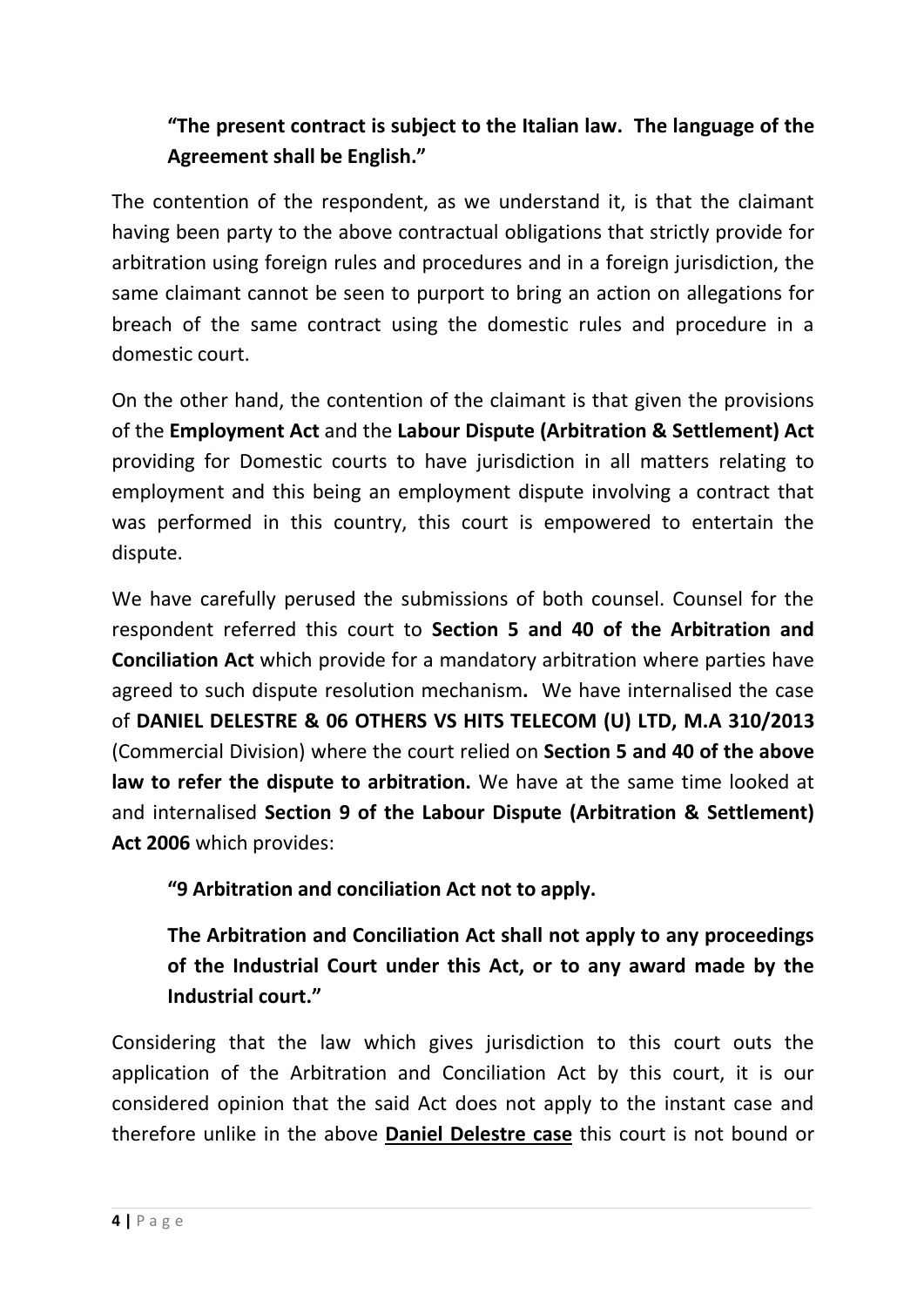> **"The present contract is subject to the Italian law. The language of the Agreement shall be English."**

The contention of the respondent, as we understand it, is that the claimant having been party to the above contractual obligations that strictly provide for arbitration using foreign rules and procedures and in a foreign jurisdiction, the same claimant cannot be seen to purport to bring an action on allegations for breach of the same contract using the domestic rules and procedure in a domestic court.

On the other hand, the contention of the claimant is that given the provisions of the **Employment Act** and the **Labour Dispute (Arbitration & Settlement) Act** providing for Domestic courts to have jurisdiction in all matters relating to employment and this being an employment dispute involving a contract that was performed in this country, this court is empowered to entertain the dispute.

We have carefully perused the submissions of both counsel. Counsel for the respondent referred this court to **Section 5 and 40 of the Arbitration and Conciliation Act** which provide for a mandatory arbitration where parties have agreed to such dispute resolution mechanism**.** We have internalised the case of **DANIEL DELESTRE & 06 OTHERS VS HITS TELECOM (U) LTD, M.A 310/2013** (Commercial Division) where the court relied on **Section 5 and 40 of the above law to refer the dispute to arbitration.** We have at the same time looked at and internalised **Section 9 of the Labour Dispute (Arbitration & Settlement) Act 2006** which provides:

> **"9 Arbitration and conciliation Act not to apply.**
>
> **The Arbitration and Conciliation Act shall not apply to any proceedings of the Industrial Court under this Act, or to any award made by the Industrial court."**

Considering that the law which gives jurisdiction to this court outs the application of the Arbitration and Conciliation Act by this court, it is our considered opinion that the said Act does not apply to the instant case and therefore unlike in the above **Daniel Delestre case** this court is not bound or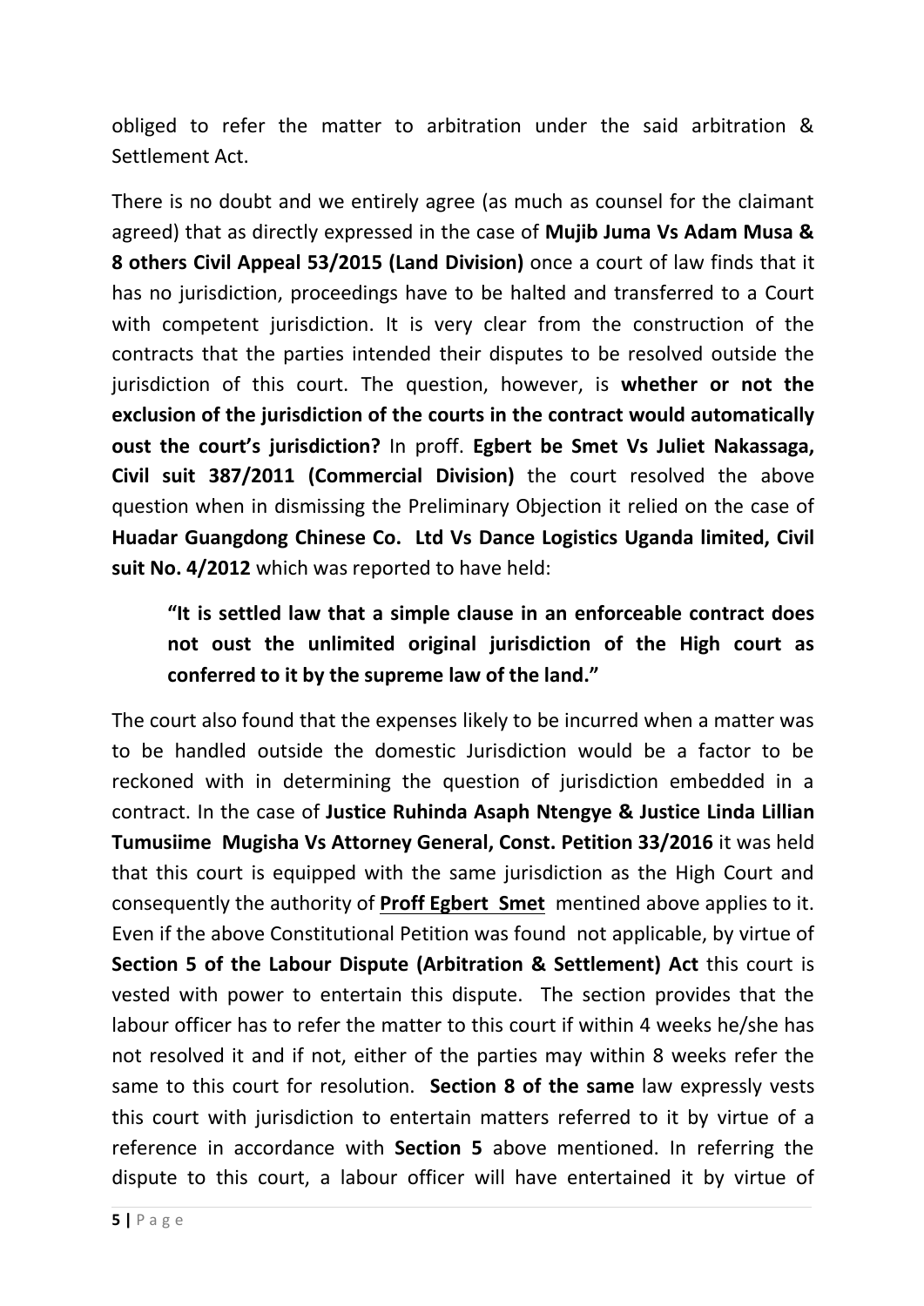obliged to refer the matter to arbitration under the said arbitration & Settlement Act.

There is no doubt and we entirely agree (as much as counsel for the claimant agreed) that as directly expressed in the case of **Mujib Juma Vs Adam Musa & 8 others Civil Appeal 53/2015 (Land Division)** once a court of law finds that it has no jurisdiction, proceedings have to be halted and transferred to a Court with competent jurisdiction. It is very clear from the construction of the contracts that the parties intended their disputes to be resolved outside the jurisdiction of this court. The question, however, is **whether or not the exclusion of the jurisdiction of the courts in the contract would automatically oust the court's jurisdiction?** In proff. **Egbert be Smet Vs Juliet Nakassaga, Civil suit 387/2011 (Commercial Division)** the court resolved the above question when in dismissing the Preliminary Objection it relied on the case of **Huadar Guangdong Chinese Co. Ltd Vs Dance Logistics Uganda limited, Civil suit No. 4/2012** which was reported to have held:

> **"It is settled law that a simple clause in an enforceable contract does not oust the unlimited original jurisdiction of the High court as conferred to it by the supreme law of the land."**

The court also found that the expenses likely to be incurred when a matter was to be handled outside the domestic Jurisdiction would be a factor to be reckoned with in determining the question of jurisdiction embedded in a contract. In the case of **Justice Ruhinda Asaph Ntengye & Justice Linda Lillian Tumusiime Mugisha Vs Attorney General, Const. Petition 33/2016** it was held that this court is equipped with the same jurisdiction as the High Court and consequently the authority of **Proff Egbert Smet** mentined above applies to it. Even if the above Constitutional Petition was found not applicable, by virtue of **Section 5 of the Labour Dispute (Arbitration & Settlement) Act** this court is vested with power to entertain this dispute. The section provides that the labour officer has to refer the matter to this court if within 4 weeks he/she has not resolved it and if not, either of the parties may within 8 weeks refer the same to this court for resolution. **Section 8 of the same** law expressly vests this court with jurisdiction to entertain matters referred to it by virtue of a reference in accordance with **Section 5** above mentioned. In referring the dispute to this court, a labour officer will have entertained it by virtue of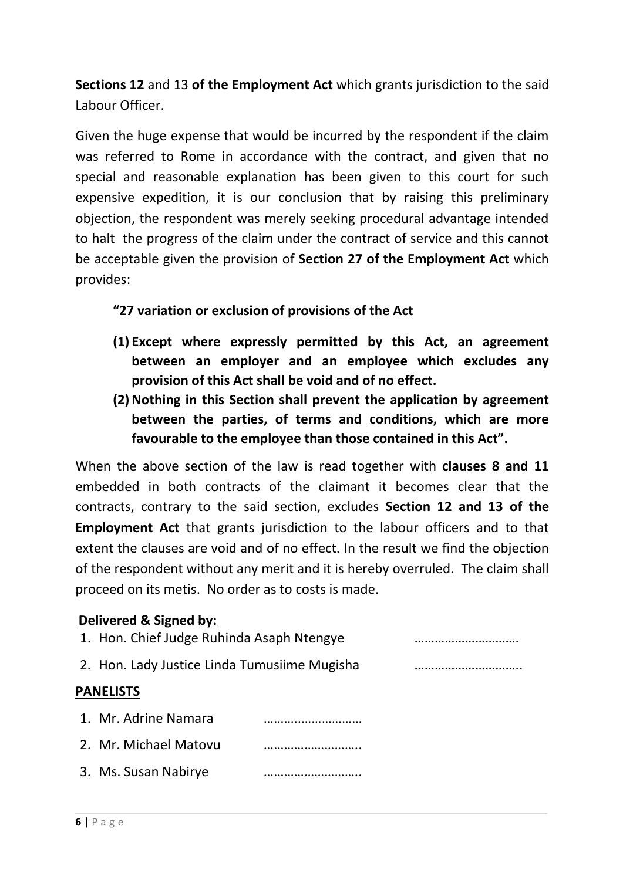**Sections 12** and 13 **of the Employment Act** which grants jurisdiction to the said Labour Officer.

Given the huge expense that would be incurred by the respondent if the claim was referred to Rome in accordance with the contract, and given that no special and reasonable explanation has been given to this court for such expensive expedition, it is our conclusion that by raising this preliminary objection, the respondent was merely seeking procedural advantage intended to halt the progress of the claim under the contract of service and this cannot be acceptable given the provision of **Section 27 of the Employment Act** which provides:

> **"27 variation or exclusion of provisions of the Act**
>
> **(1) Except where expressly permitted by this Act, an agreement between an employer and an employee which excludes any provision of this Act shall be void and of no effect.**
>
> **(2) Nothing in this Section shall prevent the application by agreement between the parties, of terms and conditions, which are more favourable to the employee than those contained in this Act".**

When the above section of the law is read together with **clauses 8 and 11** embedded in both contracts of the claimant it becomes clear that the contracts, contrary to the said section, excludes **Section 12 and 13 of the Employment Act** that grants jurisdiction to the labour officers and to that extent the clauses are void and of no effect. In the result we find the objection of the respondent without any merit and it is hereby overruled. The claim shall proceed on its metis. No order as to costs is made.

**Delivered & Signed by:**

1. Hon. Chief Judge Ruhinda Asaph Ntengye …………………………
2. Hon. Lady Justice Linda Tumusiime Mugisha …………………………

**PANELISTS**

1. Mr. Adrine Namara ………………………
2. Mr. Michael Matovu ………………………
3. Ms. Susan Nabirye ………………………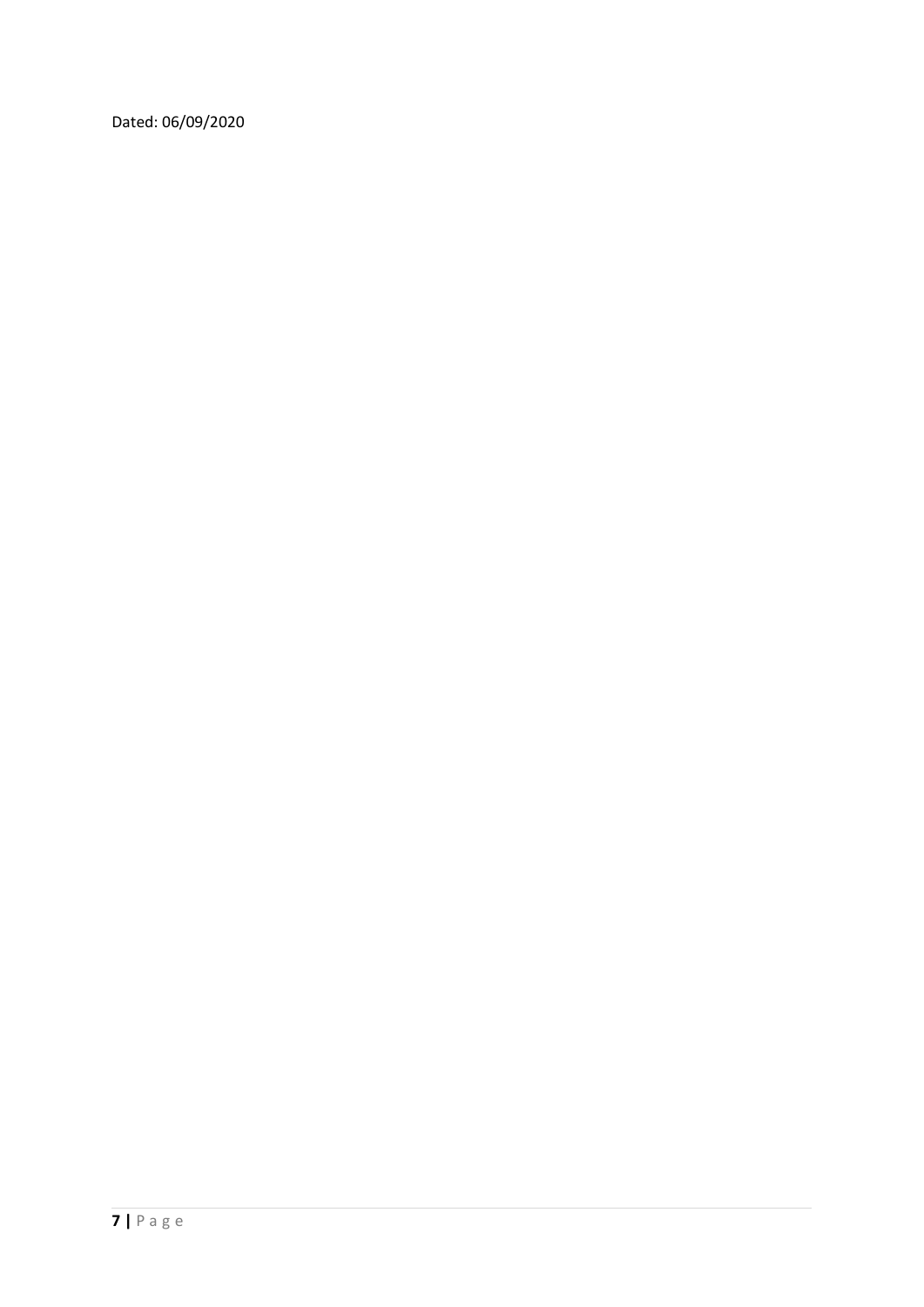Dated: 06/09/2020